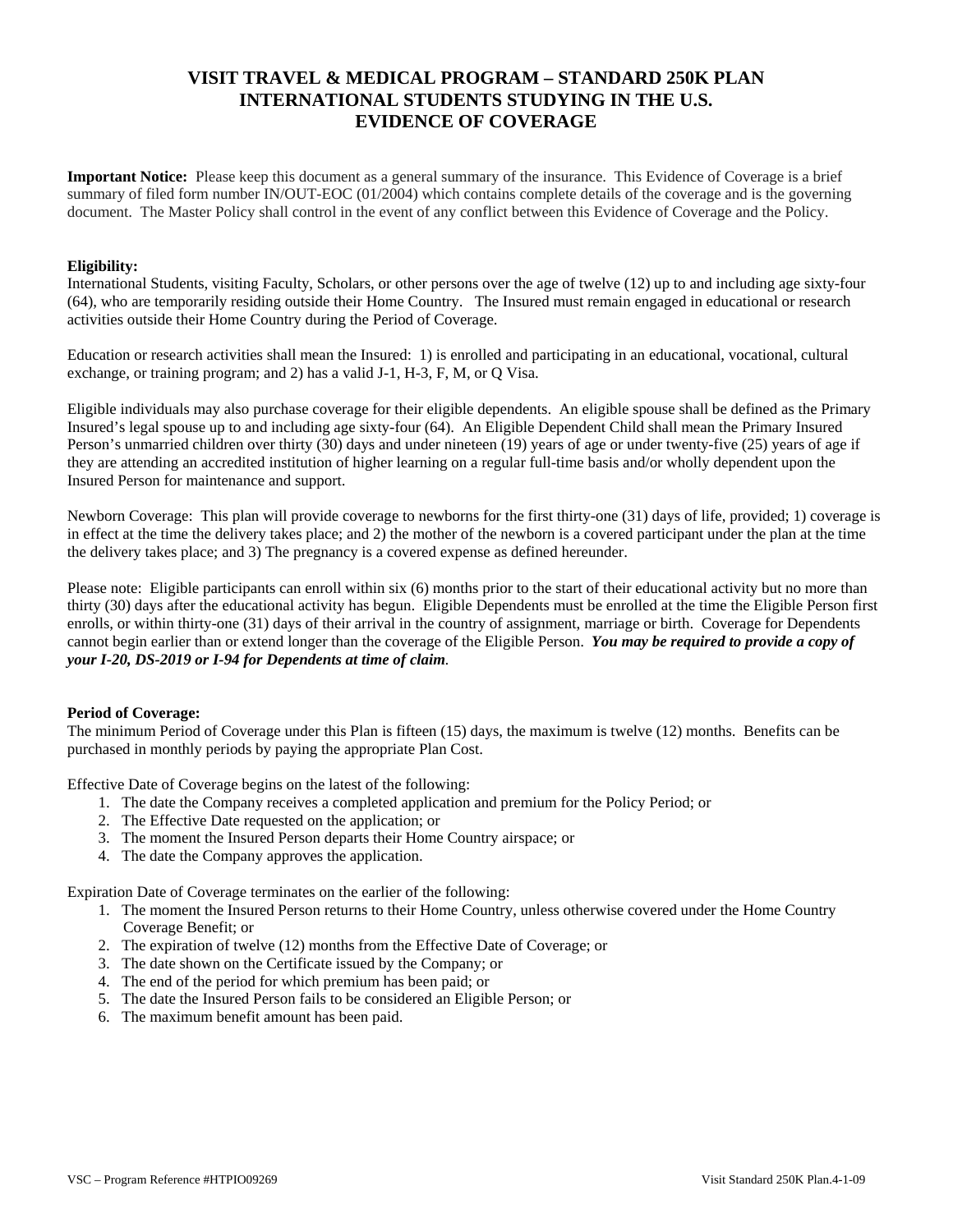# VISIT TRAVEL & MEDICAL PROGRAM – STANDARD 250K PLAN
# INTERNATIONAL STUDENTS STUDYING IN THE U.S.
# EVIDENCE OF COVERAGE

**Important Notice:** Please keep this document as a general summary of the insurance. This Evidence of Coverage is a brief summary of filed form number IN/OUT-EOC (01/2004) which contains complete details of the coverage and is the governing document. The Master Policy shall control in the event of any conflict between this Evidence of Coverage and the Policy.

**Eligibility:**
International Students, visiting Faculty, Scholars, or other persons over the age of twelve (12) up to and including age sixty-four (64), who are temporarily residing outside their Home Country. The Insured must remain engaged in educational or research activities outside their Home Country during the Period of Coverage.

Education or research activities shall mean the Insured: 1) is enrolled and participating in an educational, vocational, cultural exchange, or training program; and 2) has a valid J-1, H-3, F, M, or Q Visa.

Eligible individuals may also purchase coverage for their eligible dependents. An eligible spouse shall be defined as the Primary Insured's legal spouse up to and including age sixty-four (64). An Eligible Dependent Child shall mean the Primary Insured Person's unmarried children over thirty (30) days and under nineteen (19) years of age or under twenty-five (25) years of age if they are attending an accredited institution of higher learning on a regular full-time basis and/or wholly dependent upon the Insured Person for maintenance and support.

Newborn Coverage: This plan will provide coverage to newborns for the first thirty-one (31) days of life, provided; 1) coverage is in effect at the time the delivery takes place; and 2) the mother of the newborn is a covered participant under the plan at the time the delivery takes place; and 3) The pregnancy is a covered expense as defined hereunder.

Please note: Eligible participants can enroll within six (6) months prior to the start of their educational activity but no more than thirty (30) days after the educational activity has begun. Eligible Dependents must be enrolled at the time the Eligible Person first enrolls, or within thirty-one (31) days of their arrival in the country of assignment, marriage or birth. Coverage for Dependents cannot begin earlier than or extend longer than the coverage of the Eligible Person. ***You may be required to provide a copy of your I-20, DS-2019 or I-94 for Dependents at time of claim.***

**Period of Coverage:**
The minimum Period of Coverage under this Plan is fifteen (15) days, the maximum is twelve (12) months. Benefits can be purchased in monthly periods by paying the appropriate Plan Cost.

Effective Date of Coverage begins on the latest of the following:

1. The date the Company receives a completed application and premium for the Policy Period; or
2. The Effective Date requested on the application; or
3. The moment the Insured Person departs their Home Country airspace; or
4. The date the Company approves the application.

Expiration Date of Coverage terminates on the earlier of the following:

1. The moment the Insured Person returns to their Home Country, unless otherwise covered under the Home Country Coverage Benefit; or
2. The expiration of twelve (12) months from the Effective Date of Coverage; or
3. The date shown on the Certificate issued by the Company; or
4. The end of the period for which premium has been paid; or
5. The date the Insured Person fails to be considered an Eligible Person; or
6. The maximum benefit amount has been paid.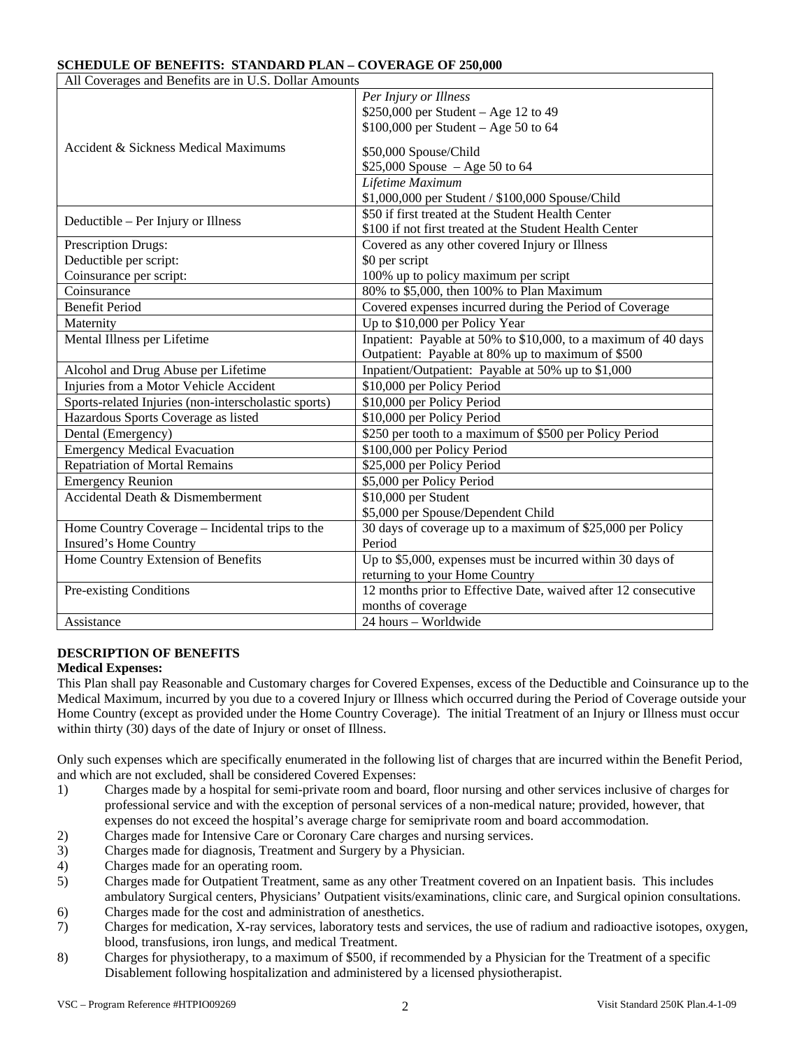**SCHEDULE OF BENEFITS: STANDARD PLAN – COVERAGE OF 250,000**

| All Coverages and Benefits are in U.S. Dollar Amounts | |
|---|---|
| Accident & Sickness Medical Maximums | *Per Injury or Illness*<br>$250,000 per Student – Age 12 to 49<br>$100,000 per Student – Age 50 to 64<br>$50,000 Spouse/Child<br>$25,000 Spouse – Age 50 to 64 |
| | *Lifetime Maximum*<br>$1,000,000 per Student / $100,000 Spouse/Child |
| Deductible – Per Injury or Illness | $50 if first treated at the Student Health Center<br>$100 if not first treated at the Student Health Center |
| Prescription Drugs:<br>Deductible per script:<br>Coinsurance per script: | Covered as any other covered Injury or Illness<br>$0 per script<br>100% up to policy maximum per script |
| Coinsurance | 80% to $5,000, then 100% to Plan Maximum |
| Benefit Period | Covered expenses incurred during the Period of Coverage |
| Maternity | Up to $10,000 per Policy Year |
| Mental Illness per Lifetime | Inpatient: Payable at 50% to $10,000, to a maximum of 40 days<br>Outpatient: Payable at 80% up to maximum of $500 |
| Alcohol and Drug Abuse per Lifetime | Inpatient/Outpatient: Payable at 50% up to $1,000 |
| Injuries from a Motor Vehicle Accident | $10,000 per Policy Period |
| Sports-related Injuries (non-interscholastic sports) | $10,000 per Policy Period |
| Hazardous Sports Coverage as listed | $10,000 per Policy Period |
| Dental (Emergency) | $250 per tooth to a maximum of $500 per Policy Period |
| Emergency Medical Evacuation | $100,000 per Policy Period |
| Repatriation of Mortal Remains | $25,000 per Policy Period |
| Emergency Reunion | $5,000 per Policy Period |
| Accidental Death & Dismemberment | $10,000 per Student<br>$5,000 per Spouse/Dependent Child |
| Home Country Coverage – Incidental trips to the Insured's Home Country | 30 days of coverage up to a maximum of $25,000 per Policy Period |
| Home Country Extension of Benefits | Up to $5,000, expenses must be incurred within 30 days of returning to your Home Country |
| Pre-existing Conditions | 12 months prior to Effective Date, waived after 12 consecutive months of coverage |
| Assistance | 24 hours – Worldwide |

**DESCRIPTION OF BENEFITS**

**Medical Expenses:**

This Plan shall pay Reasonable and Customary charges for Covered Expenses, excess of the Deductible and Coinsurance up to the Medical Maximum, incurred by you due to a covered Injury or Illness which occurred during the Period of Coverage outside your Home Country (except as provided under the Home Country Coverage). The initial Treatment of an Injury or Illness must occur within thirty (30) days of the date of Injury or onset of Illness.

Only such expenses which are specifically enumerated in the following list of charges that are incurred within the Benefit Period, and which are not excluded, shall be considered Covered Expenses:

1) Charges made by a hospital for semi-private room and board, floor nursing and other services inclusive of charges for professional service and with the exception of personal services of a non-medical nature; provided, however, that expenses do not exceed the hospital's average charge for semiprivate room and board accommodation.
2) Charges made for Intensive Care or Coronary Care charges and nursing services.
3) Charges made for diagnosis, Treatment and Surgery by a Physician.
4) Charges made for an operating room.
5) Charges made for Outpatient Treatment, same as any other Treatment covered on an Inpatient basis. This includes ambulatory Surgical centers, Physicians' Outpatient visits/examinations, clinic care, and Surgical opinion consultations.
6) Charges made for the cost and administration of anesthetics.
7) Charges for medication, X-ray services, laboratory tests and services, the use of radium and radioactive isotopes, oxygen, blood, transfusions, iron lungs, and medical Treatment.
8) Charges for physiotherapy, to a maximum of $500, if recommended by a Physician for the Treatment of a specific Disablement following hospitalization and administered by a licensed physiotherapist.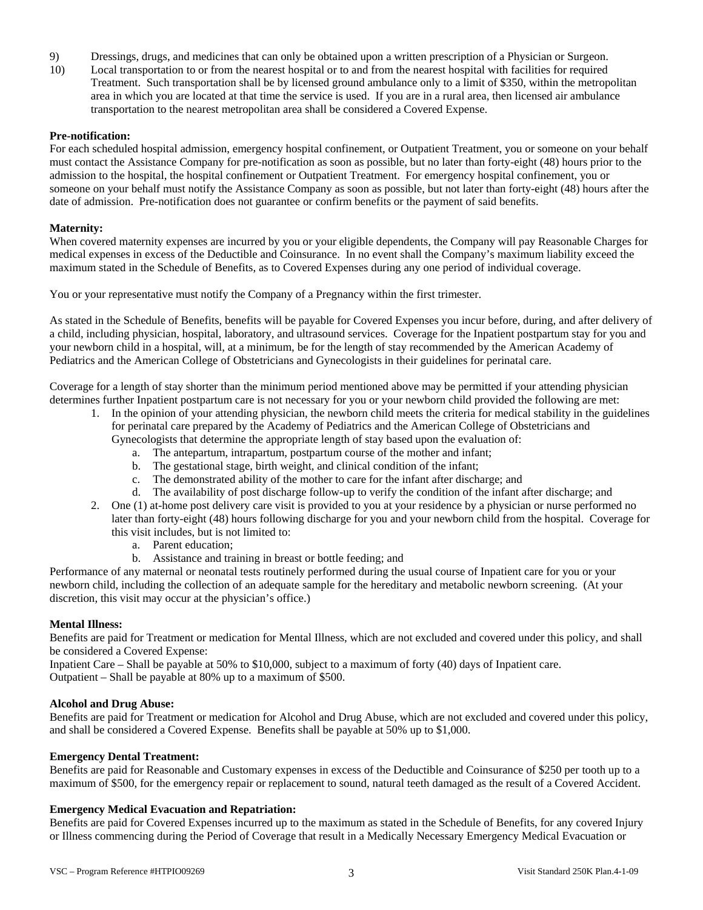9) Dressings, drugs, and medicines that can only be obtained upon a written prescription of a Physician or Surgeon.

10) Local transportation to or from the nearest hospital or to and from the nearest hospital with facilities for required Treatment. Such transportation shall be by licensed ground ambulance only to a limit of $350, within the metropolitan area in which you are located at that time the service is used. If you are in a rural area, then licensed air ambulance transportation to the nearest metropolitan area shall be considered a Covered Expense.

**Pre-notification:**
For each scheduled hospital admission, emergency hospital confinement, or Outpatient Treatment, you or someone on your behalf must contact the Assistance Company for pre-notification as soon as possible, but no later than forty-eight (48) hours prior to the admission to the hospital, the hospital confinement or Outpatient Treatment. For emergency hospital confinement, you or someone on your behalf must notify the Assistance Company as soon as possible, but not later than forty-eight (48) hours after the date of admission. Pre-notification does not guarantee or confirm benefits or the payment of said benefits.

**Maternity:**
When covered maternity expenses are incurred by you or your eligible dependents, the Company will pay Reasonable Charges for medical expenses in excess of the Deductible and Coinsurance. In no event shall the Company's maximum liability exceed the maximum stated in the Schedule of Benefits, as to Covered Expenses during any one period of individual coverage.

You or your representative must notify the Company of a Pregnancy within the first trimester.

As stated in the Schedule of Benefits, benefits will be payable for Covered Expenses you incur before, during, and after delivery of a child, including physician, hospital, laboratory, and ultrasound services. Coverage for the Inpatient postpartum stay for you and your newborn child in a hospital, will, at a minimum, be for the length of stay recommended by the American Academy of Pediatrics and the American College of Obstetricians and Gynecologists in their guidelines for perinatal care.

Coverage for a length of stay shorter than the minimum period mentioned above may be permitted if your attending physician determines further Inpatient postpartum care is not necessary for you or your newborn child provided the following are met:

1. In the opinion of your attending physician, the newborn child meets the criteria for medical stability in the guidelines for perinatal care prepared by the Academy of Pediatrics and the American College of Obstetricians and Gynecologists that determine the appropriate length of stay based upon the evaluation of:
   a. The antepartum, intrapartum, postpartum course of the mother and infant;
   b. The gestational stage, birth weight, and clinical condition of the infant;
   c. The demonstrated ability of the mother to care for the infant after discharge; and
   d. The availability of post discharge follow-up to verify the condition of the infant after discharge; and
2. One (1) at-home post delivery care visit is provided to you at your residence by a physician or nurse performed no later than forty-eight (48) hours following discharge for you and your newborn child from the hospital. Coverage for this visit includes, but is not limited to:
   a. Parent education;
   b. Assistance and training in breast or bottle feeding; and

Performance of any maternal or neonatal tests routinely performed during the usual course of Inpatient care for you or your newborn child, including the collection of an adequate sample for the hereditary and metabolic newborn screening. (At your discretion, this visit may occur at the physician's office.)

**Mental Illness:**
Benefits are paid for Treatment or medication for Mental Illness, which are not excluded and covered under this policy, and shall be considered a Covered Expense:
Inpatient Care – Shall be payable at 50% to $10,000, subject to a maximum of forty (40) days of Inpatient care.
Outpatient – Shall be payable at 80% up to a maximum of $500.

**Alcohol and Drug Abuse:**
Benefits are paid for Treatment or medication for Alcohol and Drug Abuse, which are not excluded and covered under this policy, and shall be considered a Covered Expense. Benefits shall be payable at 50% up to $1,000.

**Emergency Dental Treatment:**
Benefits are paid for Reasonable and Customary expenses in excess of the Deductible and Coinsurance of $250 per tooth up to a maximum of $500, for the emergency repair or replacement to sound, natural teeth damaged as the result of a Covered Accident.

**Emergency Medical Evacuation and Repatriation:**
Benefits are paid for Covered Expenses incurred up to the maximum as stated in the Schedule of Benefits, for any covered Injury or Illness commencing during the Period of Coverage that result in a Medically Necessary Emergency Medical Evacuation or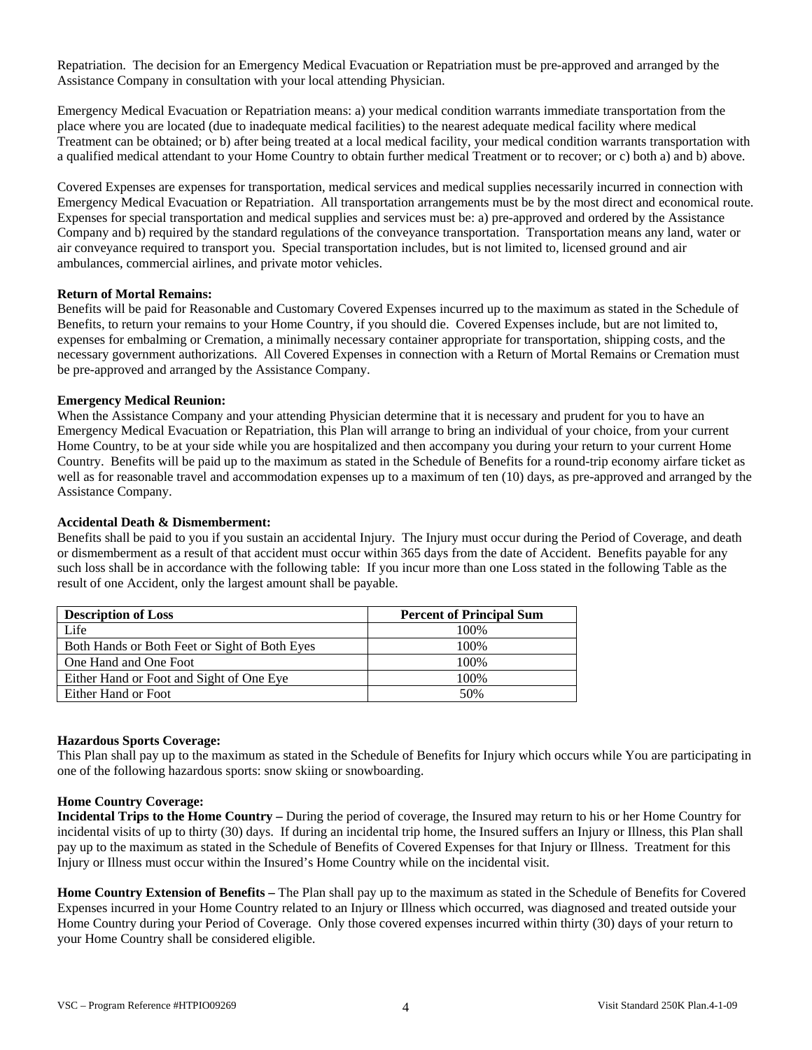Repatriation. The decision for an Emergency Medical Evacuation or Repatriation must be pre-approved and arranged by the Assistance Company in consultation with your local attending Physician.

Emergency Medical Evacuation or Repatriation means: a) your medical condition warrants immediate transportation from the place where you are located (due to inadequate medical facilities) to the nearest adequate medical facility where medical Treatment can be obtained; or b) after being treated at a local medical facility, your medical condition warrants transportation with a qualified medical attendant to your Home Country to obtain further medical Treatment or to recover; or c) both a) and b) above.

Covered Expenses are expenses for transportation, medical services and medical supplies necessarily incurred in connection with Emergency Medical Evacuation or Repatriation. All transportation arrangements must be by the most direct and economical route. Expenses for special transportation and medical supplies and services must be: a) pre-approved and ordered by the Assistance Company and b) required by the standard regulations of the conveyance transportation. Transportation means any land, water or air conveyance required to transport you. Special transportation includes, but is not limited to, licensed ground and air ambulances, commercial airlines, and private motor vehicles.

**Return of Mortal Remains:**
Benefits will be paid for Reasonable and Customary Covered Expenses incurred up to the maximum as stated in the Schedule of Benefits, to return your remains to your Home Country, if you should die. Covered Expenses include, but are not limited to, expenses for embalming or Cremation, a minimally necessary container appropriate for transportation, shipping costs, and the necessary government authorizations. All Covered Expenses in connection with a Return of Mortal Remains or Cremation must be pre-approved and arranged by the Assistance Company.

**Emergency Medical Reunion:**
When the Assistance Company and your attending Physician determine that it is necessary and prudent for you to have an Emergency Medical Evacuation or Repatriation, this Plan will arrange to bring an individual of your choice, from your current Home Country, to be at your side while you are hospitalized and then accompany you during your return to your current Home Country. Benefits will be paid up to the maximum as stated in the Schedule of Benefits for a round-trip economy airfare ticket as well as for reasonable travel and accommodation expenses up to a maximum of ten (10) days, as pre-approved and arranged by the Assistance Company.

**Accidental Death & Dismemberment:**
Benefits shall be paid to you if you sustain an accidental Injury. The Injury must occur during the Period of Coverage, and death or dismemberment as a result of that accident must occur within 365 days from the date of Accident. Benefits payable for any such loss shall be in accordance with the following table: If you incur more than one Loss stated in the following Table as the result of one Accident, only the largest amount shall be payable.

| Description of Loss | Percent of Principal Sum |
|---|---|
| Life | 100% |
| Both Hands or Both Feet or Sight of Both Eyes | 100% |
| One Hand and One Foot | 100% |
| Either Hand or Foot and Sight of One Eye | 100% |
| Either Hand or Foot | 50% |

**Hazardous Sports Coverage:**
This Plan shall pay up to the maximum as stated in the Schedule of Benefits for Injury which occurs while You are participating in one of the following hazardous sports: snow skiing or snowboarding.

**Home Country Coverage:**
**Incidental Trips to the Home Country –** During the period of coverage, the Insured may return to his or her Home Country for incidental visits of up to thirty (30) days. If during an incidental trip home, the Insured suffers an Injury or Illness, this Plan shall pay up to the maximum as stated in the Schedule of Benefits of Covered Expenses for that Injury or Illness. Treatment for this Injury or Illness must occur within the Insured's Home Country while on the incidental visit.

**Home Country Extension of Benefits –** The Plan shall pay up to the maximum as stated in the Schedule of Benefits for Covered Expenses incurred in your Home Country related to an Injury or Illness which occurred, was diagnosed and treated outside your Home Country during your Period of Coverage. Only those covered expenses incurred within thirty (30) days of your return to your Home Country shall be considered eligible.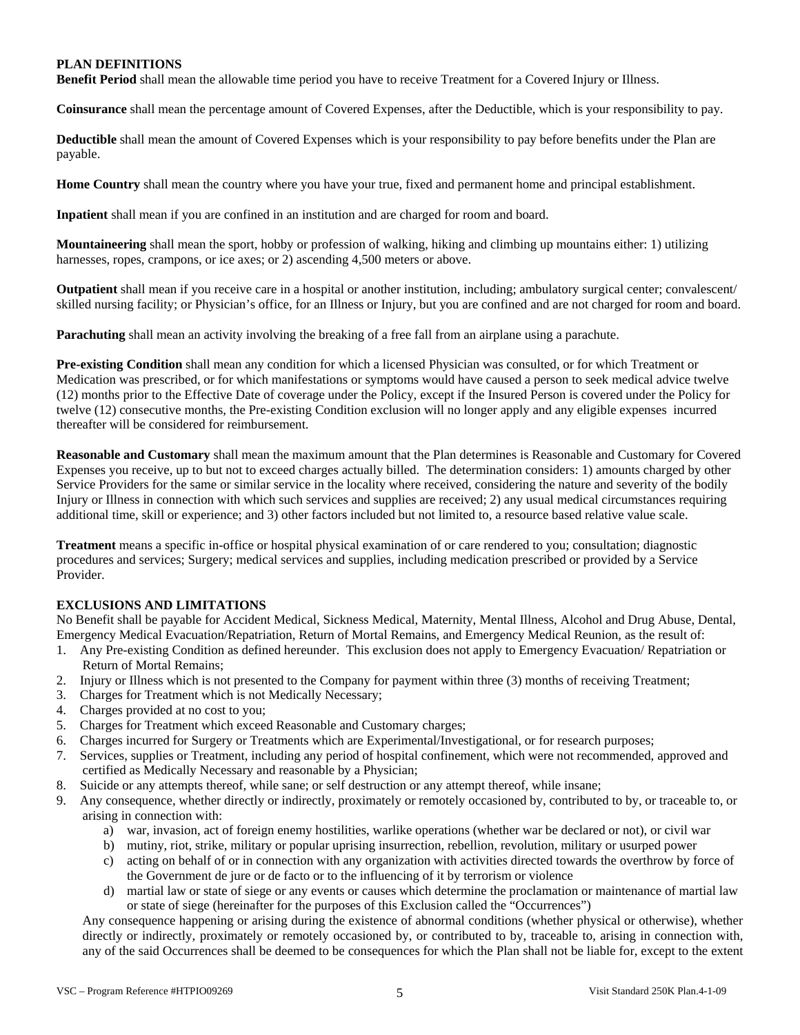## PLAN DEFINITIONS

**Benefit Period** shall mean the allowable time period you have to receive Treatment for a Covered Injury or Illness.

**Coinsurance** shall mean the percentage amount of Covered Expenses, after the Deductible, which is your responsibility to pay.

**Deductible** shall mean the amount of Covered Expenses which is your responsibility to pay before benefits under the Plan are payable.

**Home Country** shall mean the country where you have your true, fixed and permanent home and principal establishment.

**Inpatient** shall mean if you are confined in an institution and are charged for room and board.

**Mountaineering** shall mean the sport, hobby or profession of walking, hiking and climbing up mountains either: 1) utilizing harnesses, ropes, crampons, or ice axes; or 2) ascending 4,500 meters or above.

**Outpatient** shall mean if you receive care in a hospital or another institution, including; ambulatory surgical center; convalescent/ skilled nursing facility; or Physician's office, for an Illness or Injury, but you are confined and are not charged for room and board.

**Parachuting** shall mean an activity involving the breaking of a free fall from an airplane using a parachute.

**Pre-existing Condition** shall mean any condition for which a licensed Physician was consulted, or for which Treatment or Medication was prescribed, or for which manifestations or symptoms would have caused a person to seek medical advice twelve (12) months prior to the Effective Date of coverage under the Policy, except if the Insured Person is covered under the Policy for twelve (12) consecutive months, the Pre-existing Condition exclusion will no longer apply and any eligible expenses incurred thereafter will be considered for reimbursement.

**Reasonable and Customary** shall mean the maximum amount that the Plan determines is Reasonable and Customary for Covered Expenses you receive, up to but not to exceed charges actually billed. The determination considers: 1) amounts charged by other Service Providers for the same or similar service in the locality where received, considering the nature and severity of the bodily Injury or Illness in connection with which such services and supplies are received; 2) any usual medical circumstances requiring additional time, skill or experience; and 3) other factors included but not limited to, a resource based relative value scale.

**Treatment** means a specific in-office or hospital physical examination of or care rendered to you; consultation; diagnostic procedures and services; Surgery; medical services and supplies, including medication prescribed or provided by a Service Provider.

## EXCLUSIONS AND LIMITATIONS

No Benefit shall be payable for Accident Medical, Sickness Medical, Maternity, Mental Illness, Alcohol and Drug Abuse, Dental, Emergency Medical Evacuation/Repatriation, Return of Mortal Remains, and Emergency Medical Reunion, as the result of:

1. Any Pre-existing Condition as defined hereunder. This exclusion does not apply to Emergency Evacuation/ Repatriation or Return of Mortal Remains;
2. Injury or Illness which is not presented to the Company for payment within three (3) months of receiving Treatment;
3. Charges for Treatment which is not Medically Necessary;
4. Charges provided at no cost to you;
5. Charges for Treatment which exceed Reasonable and Customary charges;
6. Charges incurred for Surgery or Treatments which are Experimental/Investigational, or for research purposes;
7. Services, supplies or Treatment, including any period of hospital confinement, which were not recommended, approved and certified as Medically Necessary and reasonable by a Physician;
8. Suicide or any attempts thereof, while sane; or self destruction or any attempt thereof, while insane;
9. Any consequence, whether directly or indirectly, proximately or remotely occasioned by, contributed to by, or traceable to, or arising in connection with:
    a) war, invasion, act of foreign enemy hostilities, warlike operations (whether war be declared or not), or civil war
    b) mutiny, riot, strike, military or popular uprising insurrection, rebellion, revolution, military or usurped power
    c) acting on behalf of or in connection with any organization with activities directed towards the overthrow by force of the Government de jure or de facto or to the influencing of it by terrorism or violence
    d) martial law or state of siege or any events or causes which determine the proclamation or maintenance of martial law or state of siege (hereinafter for the purposes of this Exclusion called the "Occurrences")

    Any consequence happening or arising during the existence of abnormal conditions (whether physical or otherwise), whether directly or indirectly, proximately or remotely occasioned by, or contributed to by, traceable to, arising in connection with, any of the said Occurrences shall be deemed to be consequences for which the Plan shall not be liable for, except to the extent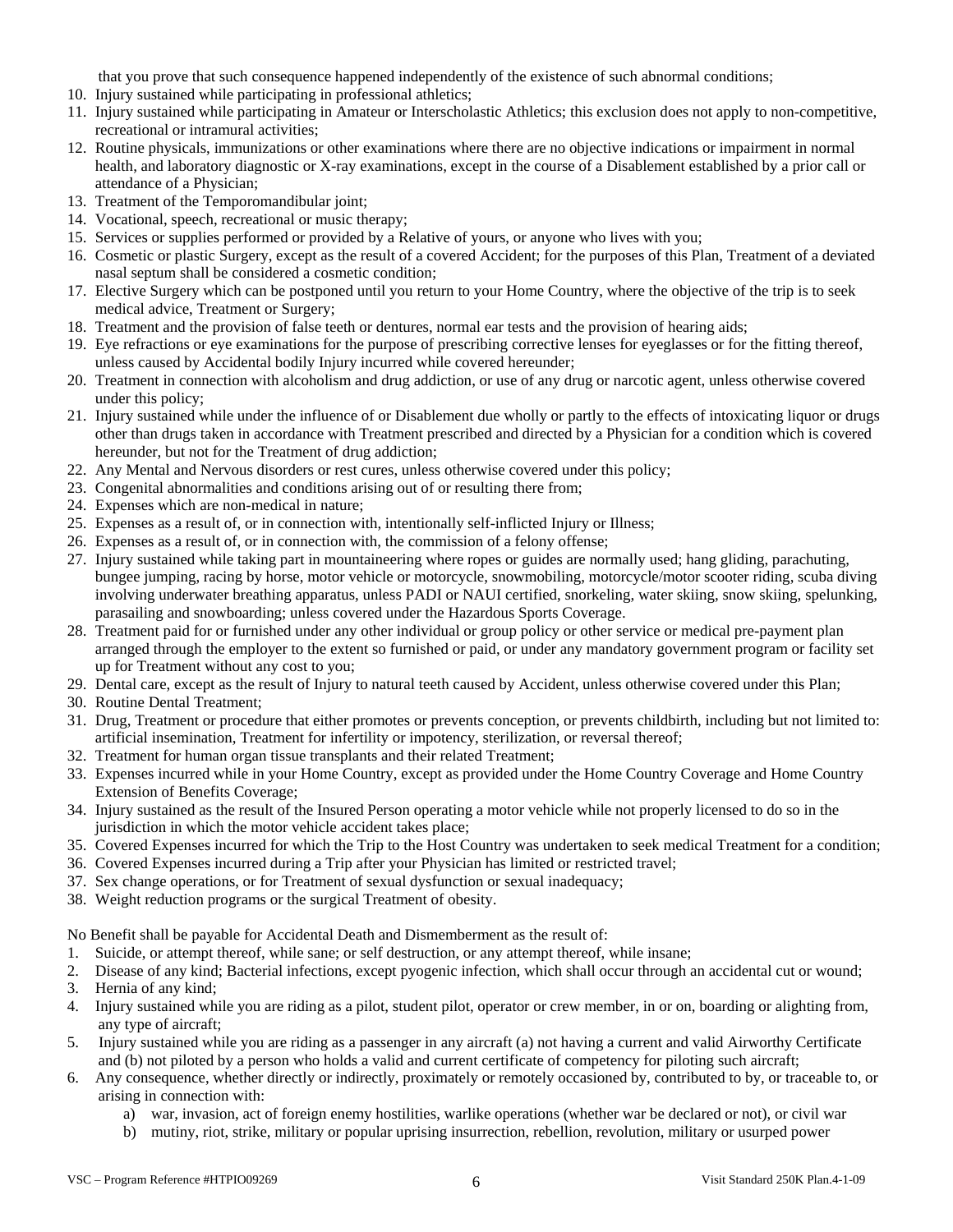that you prove that such consequence happened independently of the existence of such abnormal conditions;

10. Injury sustained while participating in professional athletics;
11. Injury sustained while participating in Amateur or Interscholastic Athletics; this exclusion does not apply to non-competitive, recreational or intramural activities;
12. Routine physicals, immunizations or other examinations where there are no objective indications or impairment in normal health, and laboratory diagnostic or X-ray examinations, except in the course of a Disablement established by a prior call or attendance of a Physician;
13. Treatment of the Temporomandibular joint;
14. Vocational, speech, recreational or music therapy;
15. Services or supplies performed or provided by a Relative of yours, or anyone who lives with you;
16. Cosmetic or plastic Surgery, except as the result of a covered Accident; for the purposes of this Plan, Treatment of a deviated nasal septum shall be considered a cosmetic condition;
17. Elective Surgery which can be postponed until you return to your Home Country, where the objective of the trip is to seek medical advice, Treatment or Surgery;
18. Treatment and the provision of false teeth or dentures, normal ear tests and the provision of hearing aids;
19. Eye refractions or eye examinations for the purpose of prescribing corrective lenses for eyeglasses or for the fitting thereof, unless caused by Accidental bodily Injury incurred while covered hereunder;
20. Treatment in connection with alcoholism and drug addiction, or use of any drug or narcotic agent, unless otherwise covered under this policy;
21. Injury sustained while under the influence of or Disablement due wholly or partly to the effects of intoxicating liquor or drugs other than drugs taken in accordance with Treatment prescribed and directed by a Physician for a condition which is covered hereunder, but not for the Treatment of drug addiction;
22. Any Mental and Nervous disorders or rest cures, unless otherwise covered under this policy;
23. Congenital abnormalities and conditions arising out of or resulting there from;
24. Expenses which are non-medical in nature;
25. Expenses as a result of, or in connection with, intentionally self-inflicted Injury or Illness;
26. Expenses as a result of, or in connection with, the commission of a felony offense;
27. Injury sustained while taking part in mountaineering where ropes or guides are normally used; hang gliding, parachuting, bungee jumping, racing by horse, motor vehicle or motorcycle, snowmobiling, motorcycle/motor scooter riding, scuba diving involving underwater breathing apparatus, unless PADI or NAUI certified, snorkeling, water skiing, snow skiing, spelunking, parasailing and snowboarding; unless covered under the Hazardous Sports Coverage.
28. Treatment paid for or furnished under any other individual or group policy or other service or medical pre-payment plan arranged through the employer to the extent so furnished or paid, or under any mandatory government program or facility set up for Treatment without any cost to you;
29. Dental care, except as the result of Injury to natural teeth caused by Accident, unless otherwise covered under this Plan;
30. Routine Dental Treatment;
31. Drug, Treatment or procedure that either promotes or prevents conception, or prevents childbirth, including but not limited to: artificial insemination, Treatment for infertility or impotency, sterilization, or reversal thereof;
32. Treatment for human organ tissue transplants and their related Treatment;
33. Expenses incurred while in your Home Country, except as provided under the Home Country Coverage and Home Country Extension of Benefits Coverage;
34. Injury sustained as the result of the Insured Person operating a motor vehicle while not properly licensed to do so in the jurisdiction in which the motor vehicle accident takes place;
35. Covered Expenses incurred for which the Trip to the Host Country was undertaken to seek medical Treatment for a condition;
36. Covered Expenses incurred during a Trip after your Physician has limited or restricted travel;
37. Sex change operations, or for Treatment of sexual dysfunction or sexual inadequacy;
38. Weight reduction programs or the surgical Treatment of obesity.

No Benefit shall be payable for Accidental Death and Dismemberment as the result of:

1. Suicide, or attempt thereof, while sane; or self destruction, or any attempt thereof, while insane;
2. Disease of any kind; Bacterial infections, except pyogenic infection, which shall occur through an accidental cut or wound;
3. Hernia of any kind;
4. Injury sustained while you are riding as a pilot, student pilot, operator or crew member, in or on, boarding or alighting from, any type of aircraft;
5. Injury sustained while you are riding as a passenger in any aircraft (a) not having a current and valid Airworthy Certificate and (b) not piloted by a person who holds a valid and current certificate of competency for piloting such aircraft;
6. Any consequence, whether directly or indirectly, proximately or remotely occasioned by, contributed to by, or traceable to, or arising in connection with:
    a) war, invasion, act of foreign enemy hostilities, warlike operations (whether war be declared or not), or civil war
    b) mutiny, riot, strike, military or popular uprising insurrection, rebellion, revolution, military or usurped power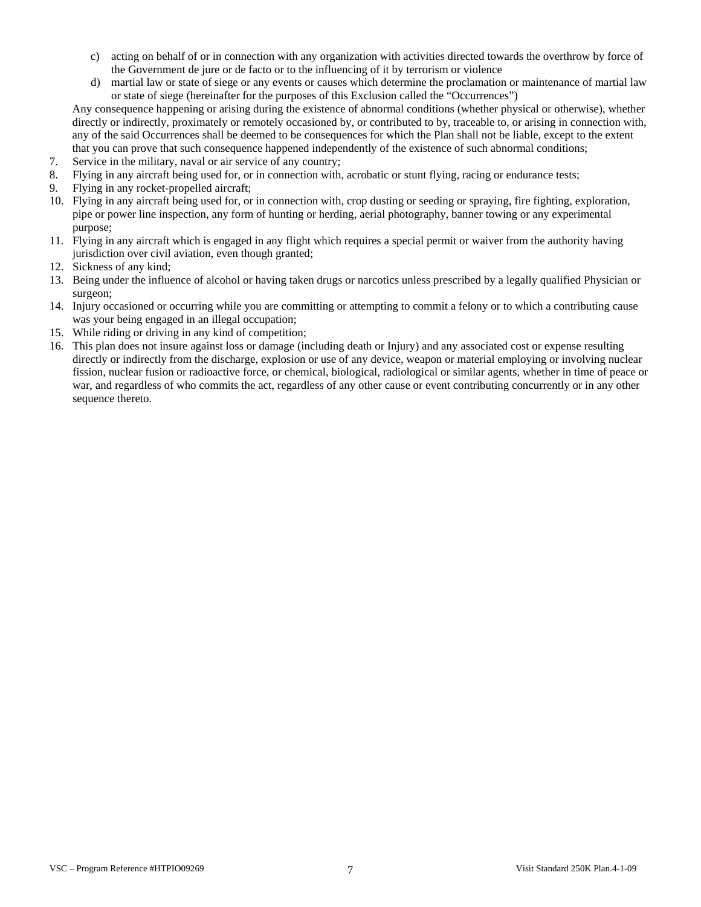c) acting on behalf of or in connection with any organization with activities directed towards the overthrow by force of the Government de jure or de facto or to the influencing of it by terrorism or violence
d) martial law or state of siege or any events or causes which determine the proclamation or maintenance of martial law or state of siege (hereinafter for the purposes of this Exclusion called the "Occurrences")

Any consequence happening or arising during the existence of abnormal conditions (whether physical or otherwise), whether directly or indirectly, proximately or remotely occasioned by, or contributed to by, traceable to, or arising in connection with, any of the said Occurrences shall be deemed to be consequences for which the Plan shall not be liable, except to the extent that you can prove that such consequence happened independently of the existence of such abnormal conditions;

7. Service in the military, naval or air service of any country;
8. Flying in any aircraft being used for, or in connection with, acrobatic or stunt flying, racing or endurance tests;
9. Flying in any rocket-propelled aircraft;
10. Flying in any aircraft being used for, or in connection with, crop dusting or seeding or spraying, fire fighting, exploration, pipe or power line inspection, any form of hunting or herding, aerial photography, banner towing or any experimental purpose;
11. Flying in any aircraft which is engaged in any flight which requires a special permit or waiver from the authority having jurisdiction over civil aviation, even though granted;
12. Sickness of any kind;
13. Being under the influence of alcohol or having taken drugs or narcotics unless prescribed by a legally qualified Physician or surgeon;
14. Injury occasioned or occurring while you are committing or attempting to commit a felony or to which a contributing cause was your being engaged in an illegal occupation;
15. While riding or driving in any kind of competition;
16. This plan does not insure against loss or damage (including death or Injury) and any associated cost or expense resulting directly or indirectly from the discharge, explosion or use of any device, weapon or material employing or involving nuclear fission, nuclear fusion or radioactive force, or chemical, biological, radiological or similar agents, whether in time of peace or war, and regardless of who commits the act, regardless of any other cause or event contributing concurrently or in any other sequence thereto.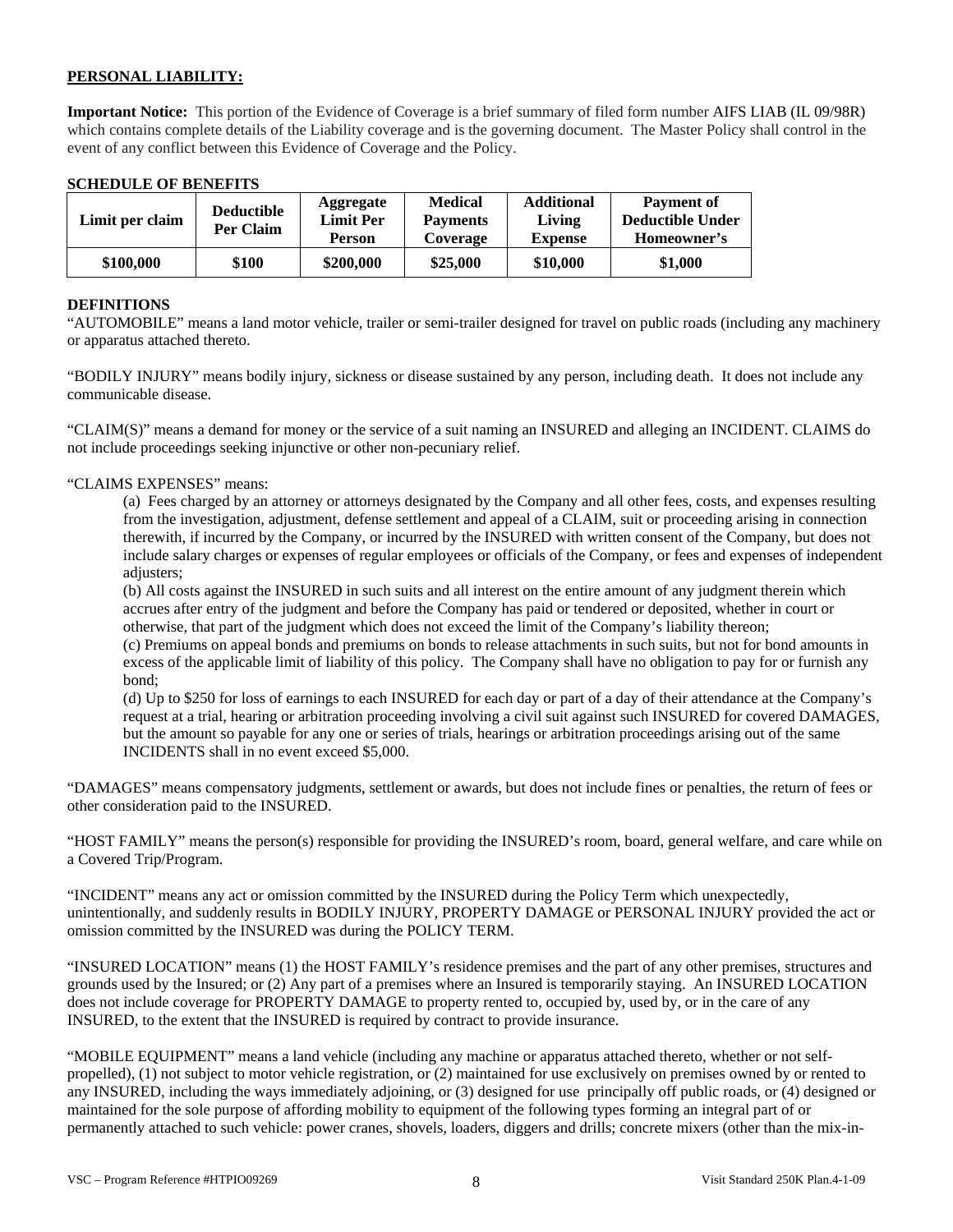## PERSONAL LIABILITY:

**Important Notice:** This portion of the Evidence of Coverage is a brief summary of filed form number AIFS LIAB (IL 09/98R) which contains complete details of the Liability coverage and is the governing document. The Master Policy shall control in the event of any conflict between this Evidence of Coverage and the Policy.

**SCHEDULE OF BENEFITS**

| Limit per claim | Deductible Per Claim | Aggregate Limit Per Person | Medical Payments Coverage | Additional Living Expense | Payment of Deductible Under Homeowner's |
|---|---|---|---|---|---|
| **$100,000** | **$100** | **$200,000** | **$25,000** | **$10,000** | **$1,000** |

**DEFINITIONS**

"AUTOMOBILE" means a land motor vehicle, trailer or semi-trailer designed for travel on public roads (including any machinery or apparatus attached thereto.

"BODILY INJURY" means bodily injury, sickness or disease sustained by any person, including death. It does not include any communicable disease.

"CLAIM(S)" means a demand for money or the service of a suit naming an INSURED and alleging an INCIDENT. CLAIMS do not include proceedings seeking injunctive or other non-pecuniary relief.

"CLAIMS EXPENSES" means:

(a) Fees charged by an attorney or attorneys designated by the Company and all other fees, costs, and expenses resulting from the investigation, adjustment, defense settlement and appeal of a CLAIM, suit or proceeding arising in connection therewith, if incurred by the Company, or incurred by the INSURED with written consent of the Company, but does not include salary charges or expenses of regular employees or officials of the Company, or fees and expenses of independent adjusters;

(b) All costs against the INSURED in such suits and all interest on the entire amount of any judgment therein which accrues after entry of the judgment and before the Company has paid or tendered or deposited, whether in court or otherwise, that part of the judgment which does not exceed the limit of the Company's liability thereon;

(c) Premiums on appeal bonds and premiums on bonds to release attachments in such suits, but not for bond amounts in excess of the applicable limit of liability of this policy. The Company shall have no obligation to pay for or furnish any bond;

(d) Up to $250 for loss of earnings to each INSURED for each day or part of a day of their attendance at the Company's request at a trial, hearing or arbitration proceeding involving a civil suit against such INSURED for covered DAMAGES, but the amount so payable for any one or series of trials, hearings or arbitration proceedings arising out of the same INCIDENTS shall in no event exceed $5,000.

"DAMAGES" means compensatory judgments, settlement or awards, but does not include fines or penalties, the return of fees or other consideration paid to the INSURED.

"HOST FAMILY" means the person(s) responsible for providing the INSURED's room, board, general welfare, and care while on a Covered Trip/Program.

"INCIDENT" means any act or omission committed by the INSURED during the Policy Term which unexpectedly, unintentionally, and suddenly results in BODILY INJURY, PROPERTY DAMAGE or PERSONAL INJURY provided the act or omission committed by the INSURED was during the POLICY TERM.

"INSURED LOCATION" means (1) the HOST FAMILY's residence premises and the part of any other premises, structures and grounds used by the Insured; or (2) Any part of a premises where an Insured is temporarily staying. An INSURED LOCATION does not include coverage for PROPERTY DAMAGE to property rented to, occupied by, used by, or in the care of any INSURED, to the extent that the INSURED is required by contract to provide insurance.

"MOBILE EQUIPMENT" means a land vehicle (including any machine or apparatus attached thereto, whether or not self-propelled), (1) not subject to motor vehicle registration, or (2) maintained for use exclusively on premises owned by or rented to any INSURED, including the ways immediately adjoining, or (3) designed for use principally off public roads, or (4) designed or maintained for the sole purpose of affording mobility to equipment of the following types forming an integral part of or permanently attached to such vehicle: power cranes, shovels, loaders, diggers and drills; concrete mixers (other than the mix-in-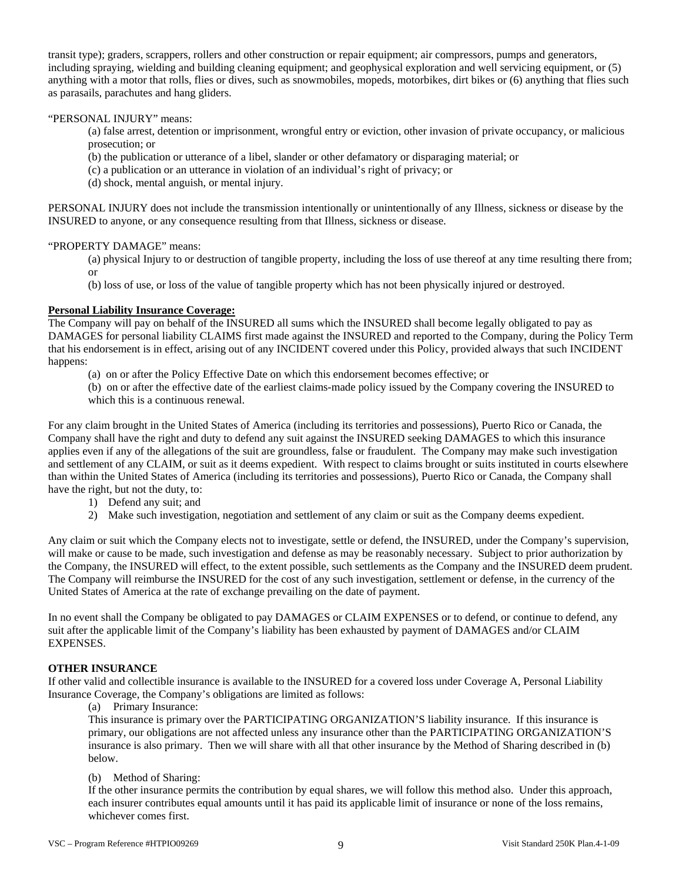transit type); graders, scrappers, rollers and other construction or repair equipment; air compressors, pumps and generators, including spraying, wielding and building cleaning equipment; and geophysical exploration and well servicing equipment, or (5) anything with a motor that rolls, flies or dives, such as snowmobiles, mopeds, motorbikes, dirt bikes or (6) anything that flies such as parasails, parachutes and hang gliders.

"PERSONAL INJURY" means:

(a) false arrest, detention or imprisonment, wrongful entry or eviction, other invasion of private occupancy, or malicious prosecution; or

(b) the publication or utterance of a libel, slander or other defamatory or disparaging material; or

(c) a publication or an utterance in violation of an individual's right of privacy; or

(d) shock, mental anguish, or mental injury.

PERSONAL INJURY does not include the transmission intentionally or unintentionally of any Illness, sickness or disease by the INSURED to anyone, or any consequence resulting from that Illness, sickness or disease.

"PROPERTY DAMAGE" means:

(a) physical Injury to or destruction of tangible property, including the loss of use thereof at any time resulting there from; or

(b) loss of use, or loss of the value of tangible property which has not been physically injured or destroyed.

**Personal Liability Insurance Coverage:**

The Company will pay on behalf of the INSURED all sums which the INSURED shall become legally obligated to pay as DAMAGES for personal liability CLAIMS first made against the INSURED and reported to the Company, during the Policy Term that his endorsement is in effect, arising out of any INCIDENT covered under this Policy, provided always that such INCIDENT happens:

(a) on or after the Policy Effective Date on which this endorsement becomes effective; or

(b) on or after the effective date of the earliest claims-made policy issued by the Company covering the INSURED to which this is a continuous renewal.

For any claim brought in the United States of America (including its territories and possessions), Puerto Rico or Canada, the Company shall have the right and duty to defend any suit against the INSURED seeking DAMAGES to which this insurance applies even if any of the allegations of the suit are groundless, false or fraudulent. The Company may make such investigation and settlement of any CLAIM, or suit as it deems expedient. With respect to claims brought or suits instituted in courts elsewhere than within the United States of America (including its territories and possessions), Puerto Rico or Canada, the Company shall have the right, but not the duty, to:

1) Defend any suit; and
2) Make such investigation, negotiation and settlement of any claim or suit as the Company deems expedient.

Any claim or suit which the Company elects not to investigate, settle or defend, the INSURED, under the Company's supervision, will make or cause to be made, such investigation and defense as may be reasonably necessary. Subject to prior authorization by the Company, the INSURED will effect, to the extent possible, such settlements as the Company and the INSURED deem prudent. The Company will reimburse the INSURED for the cost of any such investigation, settlement or defense, in the currency of the United States of America at the rate of exchange prevailing on the date of payment.

In no event shall the Company be obligated to pay DAMAGES or CLAIM EXPENSES or to defend, or continue to defend, any suit after the applicable limit of the Company's liability has been exhausted by payment of DAMAGES and/or CLAIM EXPENSES.

**OTHER INSURANCE**

If other valid and collectible insurance is available to the INSURED for a covered loss under Coverage A, Personal Liability Insurance Coverage, the Company's obligations are limited as follows:

(a) Primary Insurance:

This insurance is primary over the PARTICIPATING ORGANIZATION'S liability insurance. If this insurance is primary, our obligations are not affected unless any insurance other than the PARTICIPATING ORGANIZATION'S insurance is also primary. Then we will share with all that other insurance by the Method of Sharing described in (b) below.

(b) Method of Sharing:

If the other insurance permits the contribution by equal shares, we will follow this method also. Under this approach, each insurer contributes equal amounts until it has paid its applicable limit of insurance or none of the loss remains, whichever comes first.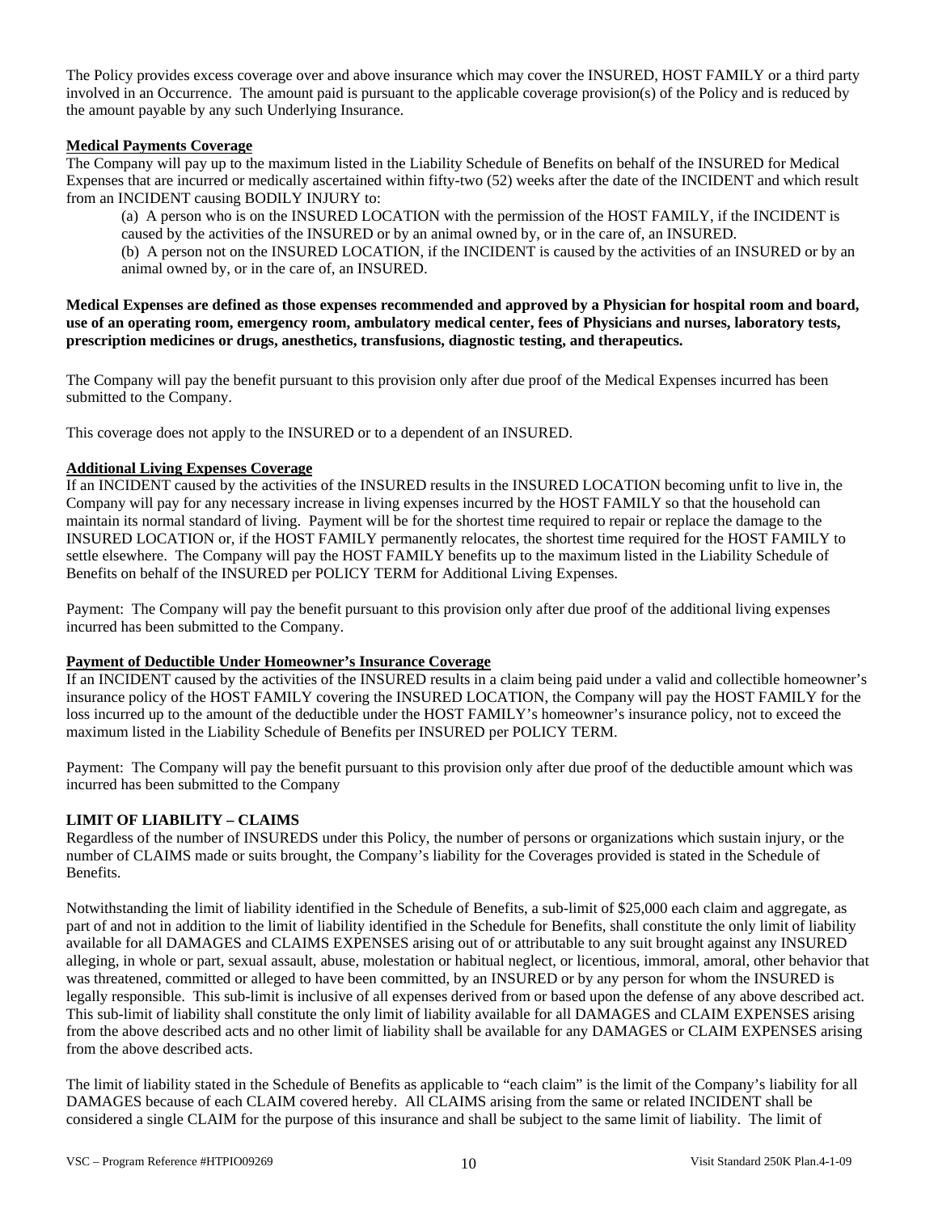The Policy provides excess coverage over and above insurance which may cover the INSURED, HOST FAMILY or a third party involved in an Occurrence. The amount paid is pursuant to the applicable coverage provision(s) of the Policy and is reduced by the amount payable by any such Underlying Insurance.

**Medical Payments Coverage**

The Company will pay up to the maximum listed in the Liability Schedule of Benefits on behalf of the INSURED for Medical Expenses that are incurred or medically ascertained within fifty-two (52) weeks after the date of the INCIDENT and which result from an INCIDENT causing BODILY INJURY to:

(a) A person who is on the INSURED LOCATION with the permission of the HOST FAMILY, if the INCIDENT is caused by the activities of the INSURED or by an animal owned by, or in the care of, an INSURED.
(b) A person not on the INSURED LOCATION, if the INCIDENT is caused by the activities of an INSURED or by an animal owned by, or in the care of, an INSURED.

**Medical Expenses are defined as those expenses recommended and approved by a Physician for hospital room and board, use of an operating room, emergency room, ambulatory medical center, fees of Physicians and nurses, laboratory tests, prescription medicines or drugs, anesthetics, transfusions, diagnostic testing, and therapeutics.**

The Company will pay the benefit pursuant to this provision only after due proof of the Medical Expenses incurred has been submitted to the Company.

This coverage does not apply to the INSURED or to a dependent of an INSURED.

**Additional Living Expenses Coverage**

If an INCIDENT caused by the activities of the INSURED results in the INSURED LOCATION becoming unfit to live in, the Company will pay for any necessary increase in living expenses incurred by the HOST FAMILY so that the household can maintain its normal standard of living. Payment will be for the shortest time required to repair or replace the damage to the INSURED LOCATION or, if the HOST FAMILY permanently relocates, the shortest time required for the HOST FAMILY to settle elsewhere. The Company will pay the HOST FAMILY benefits up to the maximum listed in the Liability Schedule of Benefits on behalf of the INSURED per POLICY TERM for Additional Living Expenses.

Payment: The Company will pay the benefit pursuant to this provision only after due proof of the additional living expenses incurred has been submitted to the Company.

**Payment of Deductible Under Homeowner's Insurance Coverage**

If an INCIDENT caused by the activities of the INSURED results in a claim being paid under a valid and collectible homeowner's insurance policy of the HOST FAMILY covering the INSURED LOCATION, the Company will pay the HOST FAMILY for the loss incurred up to the amount of the deductible under the HOST FAMILY's homeowner's insurance policy, not to exceed the maximum listed in the Liability Schedule of Benefits per INSURED per POLICY TERM.

Payment: The Company will pay the benefit pursuant to this provision only after due proof of the deductible amount which was incurred has been submitted to the Company

**LIMIT OF LIABILITY – CLAIMS**

Regardless of the number of INSUREDS under this Policy, the number of persons or organizations which sustain injury, or the number of CLAIMS made or suits brought, the Company's liability for the Coverages provided is stated in the Schedule of Benefits.

Notwithstanding the limit of liability identified in the Schedule of Benefits, a sub-limit of $25,000 each claim and aggregate, as part of and not in addition to the limit of liability identified in the Schedule for Benefits, shall constitute the only limit of liability available for all DAMAGES and CLAIMS EXPENSES arising out of or attributable to any suit brought against any INSURED alleging, in whole or part, sexual assault, abuse, molestation or habitual neglect, or licentious, immoral, amoral, other behavior that was threatened, committed or alleged to have been committed, by an INSURED or by any person for whom the INSURED is legally responsible. This sub-limit is inclusive of all expenses derived from or based upon the defense of any above described act. This sub-limit of liability shall constitute the only limit of liability available for all DAMAGES and CLAIM EXPENSES arising from the above described acts and no other limit of liability shall be available for any DAMAGES or CLAIM EXPENSES arising from the above described acts.

The limit of liability stated in the Schedule of Benefits as applicable to "each claim" is the limit of the Company's liability for all DAMAGES because of each CLAIM covered hereby. All CLAIMS arising from the same or related INCIDENT shall be considered a single CLAIM for the purpose of this insurance and shall be subject to the same limit of liability. The limit of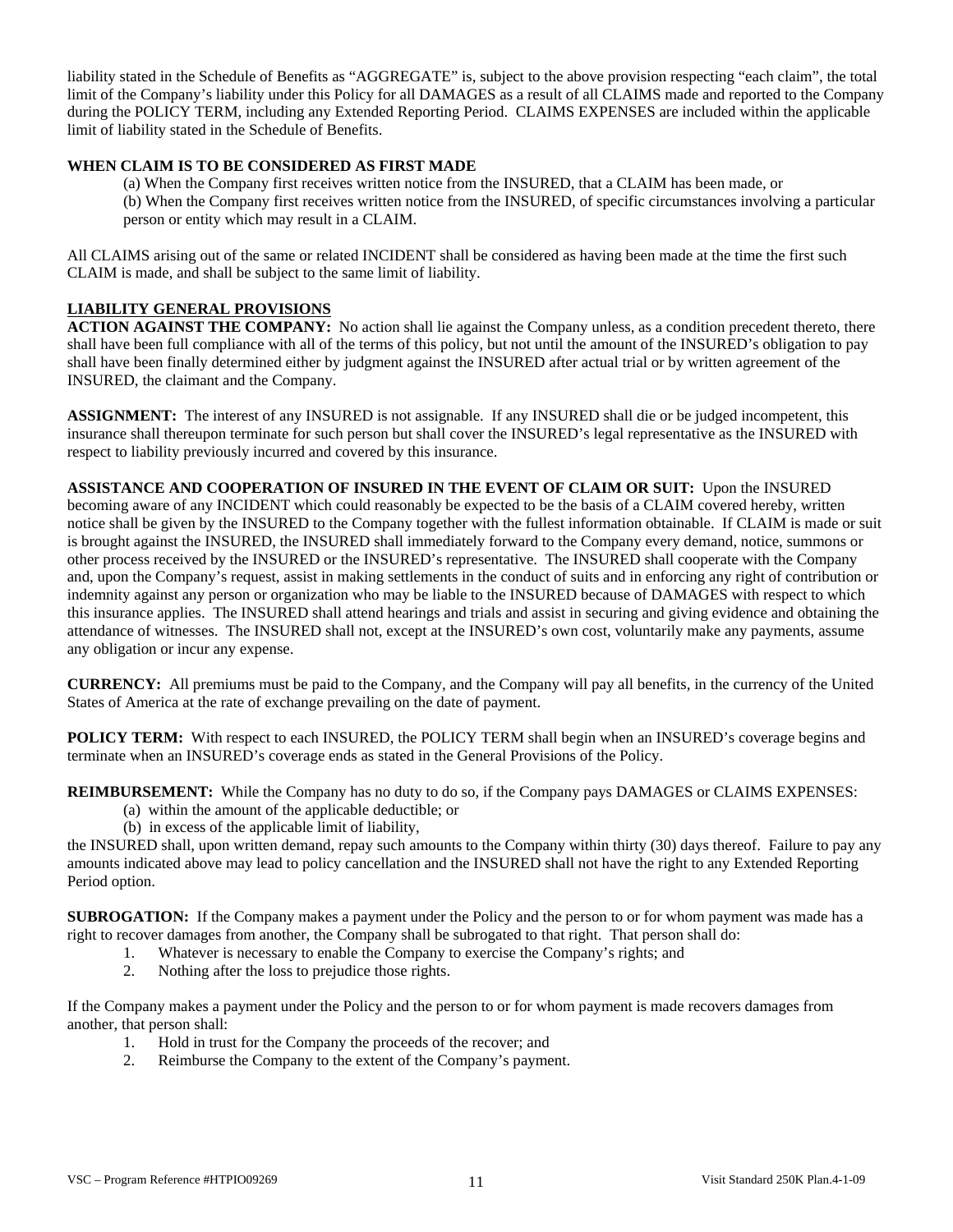liability stated in the Schedule of Benefits as "AGGREGATE" is, subject to the above provision respecting "each claim", the total limit of the Company's liability under this Policy for all DAMAGES as a result of all CLAIMS made and reported to the Company during the POLICY TERM, including any Extended Reporting Period. CLAIMS EXPENSES are included within the applicable limit of liability stated in the Schedule of Benefits.

**WHEN CLAIM IS TO BE CONSIDERED AS FIRST MADE**

(a) When the Company first receives written notice from the INSURED, that a CLAIM has been made, or

(b) When the Company first receives written notice from the INSURED, of specific circumstances involving a particular person or entity which may result in a CLAIM.

All CLAIMS arising out of the same or related INCIDENT shall be considered as having been made at the time the first such CLAIM is made, and shall be subject to the same limit of liability.

**LIABILITY GENERAL PROVISIONS**

**ACTION AGAINST THE COMPANY:** No action shall lie against the Company unless, as a condition precedent thereto, there shall have been full compliance with all of the terms of this policy, but not until the amount of the INSURED's obligation to pay shall have been finally determined either by judgment against the INSURED after actual trial or by written agreement of the INSURED, the claimant and the Company.

**ASSIGNMENT:** The interest of any INSURED is not assignable. If any INSURED shall die or be judged incompetent, this insurance shall thereupon terminate for such person but shall cover the INSURED's legal representative as the INSURED with respect to liability previously incurred and covered by this insurance.

**ASSISTANCE AND COOPERATION OF INSURED IN THE EVENT OF CLAIM OR SUIT:** Upon the INSURED becoming aware of any INCIDENT which could reasonably be expected to be the basis of a CLAIM covered hereby, written notice shall be given by the INSURED to the Company together with the fullest information obtainable. If CLAIM is made or suit is brought against the INSURED, the INSURED shall immediately forward to the Company every demand, notice, summons or other process received by the INSURED or the INSURED's representative. The INSURED shall cooperate with the Company and, upon the Company's request, assist in making settlements in the conduct of suits and in enforcing any right of contribution or indemnity against any person or organization who may be liable to the INSURED because of DAMAGES with respect to which this insurance applies. The INSURED shall attend hearings and trials and assist in securing and giving evidence and obtaining the attendance of witnesses. The INSURED shall not, except at the INSURED's own cost, voluntarily make any payments, assume any obligation or incur any expense.

**CURRENCY:** All premiums must be paid to the Company, and the Company will pay all benefits, in the currency of the United States of America at the rate of exchange prevailing on the date of payment.

**POLICY TERM:** With respect to each INSURED, the POLICY TERM shall begin when an INSURED's coverage begins and terminate when an INSURED's coverage ends as stated in the General Provisions of the Policy.

**REIMBURSEMENT:** While the Company has no duty to do so, if the Company pays DAMAGES or CLAIMS EXPENSES:

(a) within the amount of the applicable deductible; or

(b) in excess of the applicable limit of liability,

the INSURED shall, upon written demand, repay such amounts to the Company within thirty (30) days thereof. Failure to pay any amounts indicated above may lead to policy cancellation and the INSURED shall not have the right to any Extended Reporting Period option.

**SUBROGATION:** If the Company makes a payment under the Policy and the person to or for whom payment was made has a right to recover damages from another, the Company shall be subrogated to that right. That person shall do:

1. Whatever is necessary to enable the Company to exercise the Company's rights; and
2. Nothing after the loss to prejudice those rights.

If the Company makes a payment under the Policy and the person to or for whom payment is made recovers damages from another, that person shall:

1. Hold in trust for the Company the proceeds of the recover; and
2. Reimburse the Company to the extent of the Company's payment.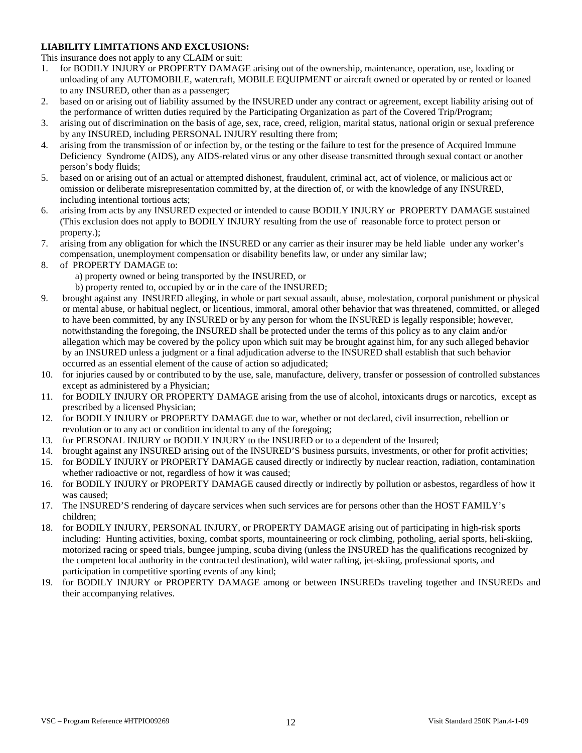**LIABILITY LIMITATIONS AND EXCLUSIONS:**

This insurance does not apply to any CLAIM or suit:

1. for BODILY INJURY or PROPERTY DAMAGE arising out of the ownership, maintenance, operation, use, loading or unloading of any AUTOMOBILE, watercraft, MOBILE EQUIPMENT or aircraft owned or operated by or rented or loaned to any INSURED, other than as a passenger;
2. based on or arising out of liability assumed by the INSURED under any contract or agreement, except liability arising out of the performance of written duties required by the Participating Organization as part of the Covered Trip/Program;
3. arising out of discrimination on the basis of age, sex, race, creed, religion, marital status, national origin or sexual preference by any INSURED, including PERSONAL INJURY resulting there from;
4. arising from the transmission of or infection by, or the testing or the failure to test for the presence of Acquired Immune Deficiency Syndrome (AIDS), any AIDS-related virus or any other disease transmitted through sexual contact or another person's body fluids;
5. based on or arising out of an actual or attempted dishonest, fraudulent, criminal act, act of violence, or malicious act or omission or deliberate misrepresentation committed by, at the direction of, or with the knowledge of any INSURED, including intentional tortious acts;
6. arising from acts by any INSURED expected or intended to cause BODILY INJURY or PROPERTY DAMAGE sustained (This exclusion does not apply to BODILY INJURY resulting from the use of reasonable force to protect person or property.);
7. arising from any obligation for which the INSURED or any carrier as their insurer may be held liable under any worker's compensation, unemployment compensation or disability benefits law, or under any similar law;
8. of PROPERTY DAMAGE to:
   a) property owned or being transported by the INSURED, or
   b) property rented to, occupied by or in the care of the INSURED;
9. brought against any INSURED alleging, in whole or part sexual assault, abuse, molestation, corporal punishment or physical or mental abuse, or habitual neglect, or licentious, immoral, amoral other behavior that was threatened, committed, or alleged to have been committed, by any INSURED or by any person for whom the INSURED is legally responsible; however, notwithstanding the foregoing, the INSURED shall be protected under the terms of this policy as to any claim and/or allegation which may be covered by the policy upon which suit may be brought against him, for any such alleged behavior by an INSURED unless a judgment or a final adjudication adverse to the INSURED shall establish that such behavior occurred as an essential element of the cause of action so adjudicated;
10. for injuries caused by or contributed to by the use, sale, manufacture, delivery, transfer or possession of controlled substances except as administered by a Physician;
11. for BODILY INJURY OR PROPERTY DAMAGE arising from the use of alcohol, intoxicants drugs or narcotics, except as prescribed by a licensed Physician;
12. for BODILY INJURY or PROPERTY DAMAGE due to war, whether or not declared, civil insurrection, rebellion or revolution or to any act or condition incidental to any of the foregoing;
13. for PERSONAL INJURY or BODILY INJURY to the INSURED or to a dependent of the Insured;
14. brought against any INSURED arising out of the INSURED'S business pursuits, investments, or other for profit activities;
15. for BODILY INJURY or PROPERTY DAMAGE caused directly or indirectly by nuclear reaction, radiation, contamination whether radioactive or not, regardless of how it was caused;
16. for BODILY INJURY or PROPERTY DAMAGE caused directly or indirectly by pollution or asbestos, regardless of how it was caused;
17. The INSURED'S rendering of daycare services when such services are for persons other than the HOST FAMILY's children;
18. for BODILY INJURY, PERSONAL INJURY, or PROPERTY DAMAGE arising out of participating in high-risk sports including: Hunting activities, boxing, combat sports, mountaineering or rock climbing, potholing, aerial sports, heli-skiing, motorized racing or speed trials, bungee jumping, scuba diving (unless the INSURED has the qualifications recognized by the competent local authority in the contracted destination), wild water rafting, jet-skiing, professional sports, and participation in competitive sporting events of any kind;
19. for BODILY INJURY or PROPERTY DAMAGE among or between INSUREDs traveling together and INSUREDs and their accompanying relatives.